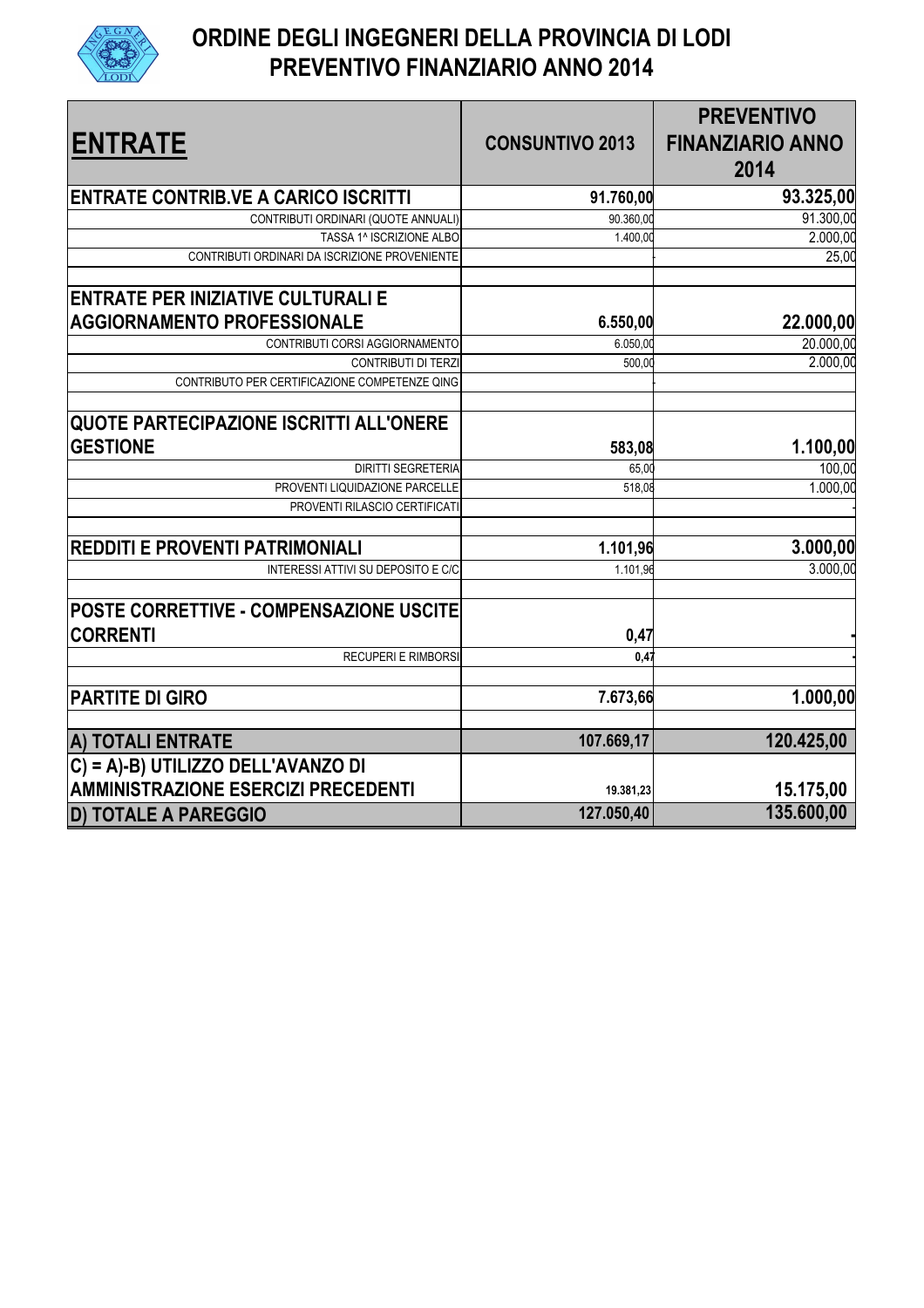# ORDINE DEGLI INGEGNERI DELLA PROVINCIA DI LODI
# PREVENTIVO FINANZIARIO ANNO 2014

| ENTRATE | CONSUNTIVO 2013 | PREVENTIVO FINANZIARIO ANNO 2014 |
|---|---|---|
| **ENTRATE CONTRIB.VE A CARICO ISCRITTI** | **91.760,00** | **93.325,00** |
| CONTRIBUTI ORDINARI (QUOTE ANNUALI) | 90.360,00 | 91.300,00 |
| TASSA 1^ ISCRIZIONE ALBO | 1.400,00 | 2.000,00 |
| CONTRIBUTI ORDINARI DA ISCRIZIONE PROVENIENTE | - | 25,00 |
| | | |
| **ENTRATE PER INIZIATIVE CULTURALI E AGGIORNAMENTO PROFESSIONALE** | **6.550,00** | **22.000,00** |
| CONTRIBUTI CORSI AGGIORNAMENTO | 6.050,00 | 20.000,00 |
| CONTRIBUTI DI TERZI | 500,00 | 2.000,00 |
| CONTRIBUTO PER CERTIFICAZIONE COMPETENZE QING | - | |
| | | |
| **QUOTE PARTECIPAZIONE ISCRITTI ALL'ONERE GESTIONE** | **583,08** | **1.100,00** |
| DIRITTI SEGRETERIA | 65,00 | 100,00 |
| PROVENTI LIQUIDAZIONE PARCELLE | 518,08 | 1.000,00 |
| PROVENTI RILASCIO CERTIFICATI | | - |
| | | |
| **REDDITI E PROVENTI PATRIMONIALI** | **1.101,96** | **3.000,00** |
| INTERESSI ATTIVI SU DEPOSITO E C/C | 1.101,96 | 3.000,00 |
| | | |
| **POSTE CORRETTIVE - COMPENSAZIONE USCITE CORRENTI** | **0,47** | **-** |
| RECUPERI E RIMBORSI | **0,47** | - |
| | | |
| **PARTITE DI GIRO** | **7.673,66** | **1.000,00** |
| | | |
| **A) TOTALI ENTRATE** | **107.669,17** | **120.425,00** |
| **C) = A)-B) UTILIZZO DELL'AVANZO DI AMMINISTRAZIONE ESERCIZI PRECEDENTI** | **19.381,23** | **15.175,00** |
| **D) TOTALE A PAREGGIO** | **127.050,40** | **135.600,00** |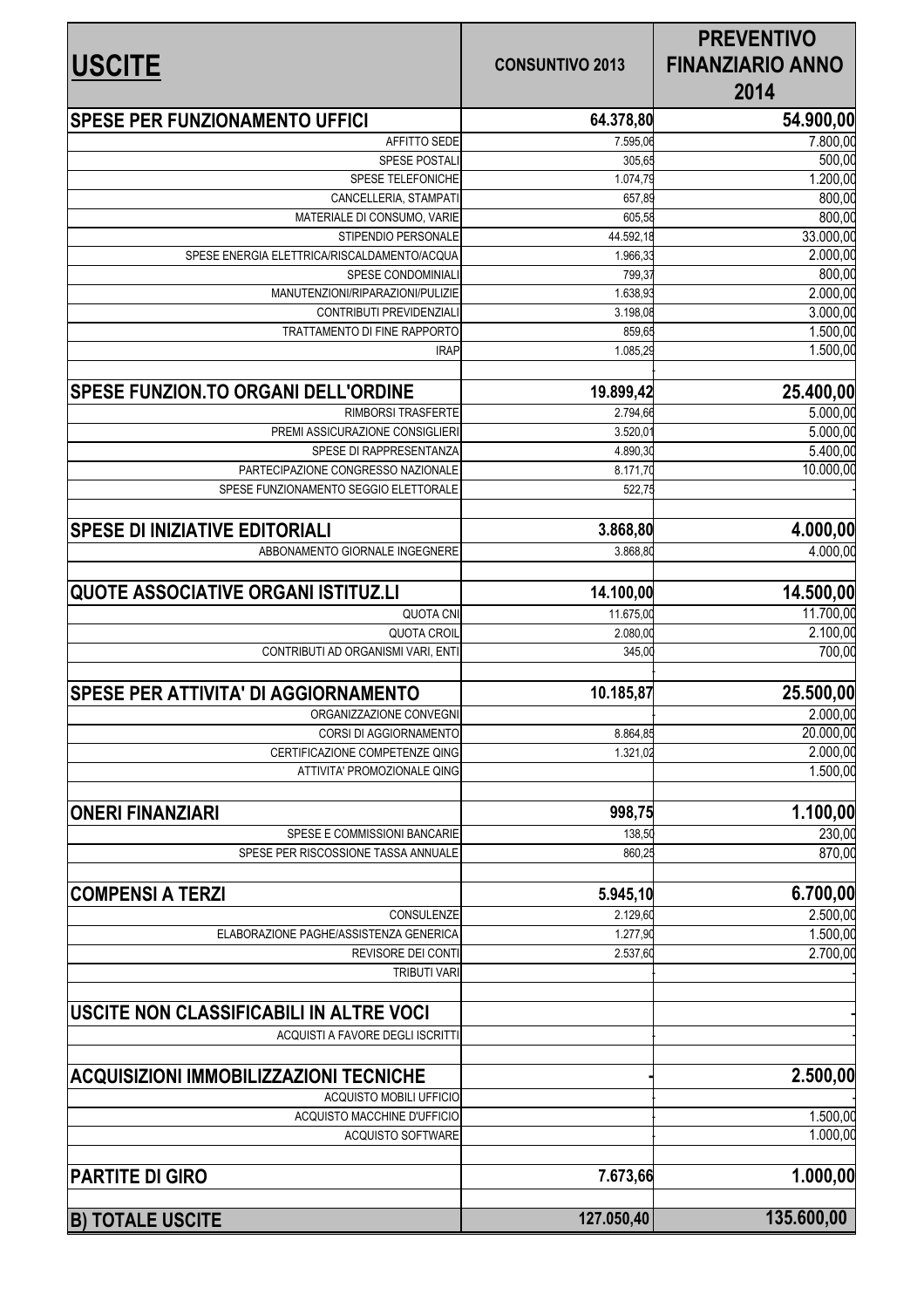| USCITE | CONSUNTIVO 2013 | PREVENTIVO FINANZIARIO ANNO 2014 |
|---|---|---|
| **SPESE PER FUNZIONAMENTO UFFICI** | **64.378,80** | **54.900,00** |
| AFFITTO SEDE | 7.595,06 | 7.800,00 |
| SPESE POSTALI | 305,65 | 500,00 |
| SPESE TELEFONICHE | 1.074,79 | 1.200,00 |
| CANCELLERIA, STAMPATI | 657,89 | 800,00 |
| MATERIALE DI CONSUMO, VARIE | 605,58 | 800,00 |
| STIPENDIO PERSONALE | 44.592,18 | 33.000,00 |
| SPESE ENERGIA ELETTRICA/RISCALDAMENTO/ACQUA | 1.966,33 | 2.000,00 |
| SPESE CONDOMINIALI | 799,37 | 800,00 |
| MANUTENZIONI/RIPARAZIONI/PULIZIE | 1.638,93 | 2.000,00 |
| CONTRIBUTI PREVIDENZIALI | 3.198,08 | 3.000,00 |
| TRATTAMENTO DI FINE RAPPORTO | 859,65 | 1.500,00 |
| IRAP | 1.085,29 | 1.500,00 |
| | | |
| **SPESE FUNZION.TO ORGANI DELL'ORDINE** | **19.899,42** | **25.400,00** |
| RIMBORSI TRASFERTE | 2.794,66 | 5.000,00 |
| PREMI ASSICURAZIONE CONSIGLIERI | 3.520,01 | 5.000,00 |
| SPESE DI RAPPRESENTANZA | 4.890,30 | 5.400,00 |
| PARTECIPAZIONE CONGRESSO NAZIONALE | 8.171,70 | 10.000,00 |
| SPESE FUNZIONAMENTO SEGGIO ELETTORALE | 522,75 | - |
| | | |
| **SPESE DI INIZIATIVE EDITORIALI** | **3.868,80** | **4.000,00** |
| ABBONAMENTO GIORNALE INGEGNERE | 3.868,80 | 4.000,00 |
| | | |
| **QUOTE ASSOCIATIVE ORGANI ISTITUZ.LI** | **14.100,00** | **14.500,00** |
| QUOTA CNI | 11.675,00 | 11.700,00 |
| QUOTA CROIL | 2.080,00 | 2.100,00 |
| CONTRIBUTI AD ORGANISMI VARI, ENTI | 345,00 | 700,00 |
| | | |
| **SPESE PER ATTIVITA' DI AGGIORNAMENTO** | **10.185,87** | **25.500,00** |
| ORGANIZZAZIONE CONVEGNI | | 2.000,00 |
| CORSI DI AGGIORNAMENTO | 8.864,85 | 20.000,00 |
| CERTIFICAZIONE COMPETENZE QING | 1.321,02 | 2.000,00 |
| ATTIVITA' PROMOZIONALE QING | | 1.500,00 |
| | | |
| **ONERI FINANZIARI** | **998,75** | **1.100,00** |
| SPESE E COMMISSIONI BANCARIE | 138,50 | 230,00 |
| SPESE PER RISCOSSIONE TASSA ANNUALE | 860,25 | 870,00 |
| | | |
| **COMPENSI A TERZI** | **5.945,10** | **6.700,00** |
| CONSULENZE | 2.129,60 | 2.500,00 |
| ELABORAZIONE PAGHE/ASSISTENZA GENERICA | 1.277,90 | 1.500,00 |
| REVISORE DEI CONTI | 2.537,60 | 2.700,00 |
| TRIBUTI VARI | - | - |
| | | |
| **USCITE NON CLASSIFICABILI IN ALTRE VOCI** | | **-** |
| ACQUISTI A FAVORE DEGLI ISCRITTI | - | - |
| | | |
| **ACQUISIZIONI IMMOBILIZZAZIONI TECNICHE** | **-** | **2.500,00** |
| ACQUISTO MOBILI UFFICIO | - | - |
| ACQUISTO MACCHINE D'UFFICIO | - | 1.500,00 |
| ACQUISTO SOFTWARE | - | 1.000,00 |
| | | |
| **PARTITE DI GIRO** | **7.673,66** | **1.000,00** |
| | | |
| **B) TOTALE USCITE** | **127.050,40** | **135.600,00** |